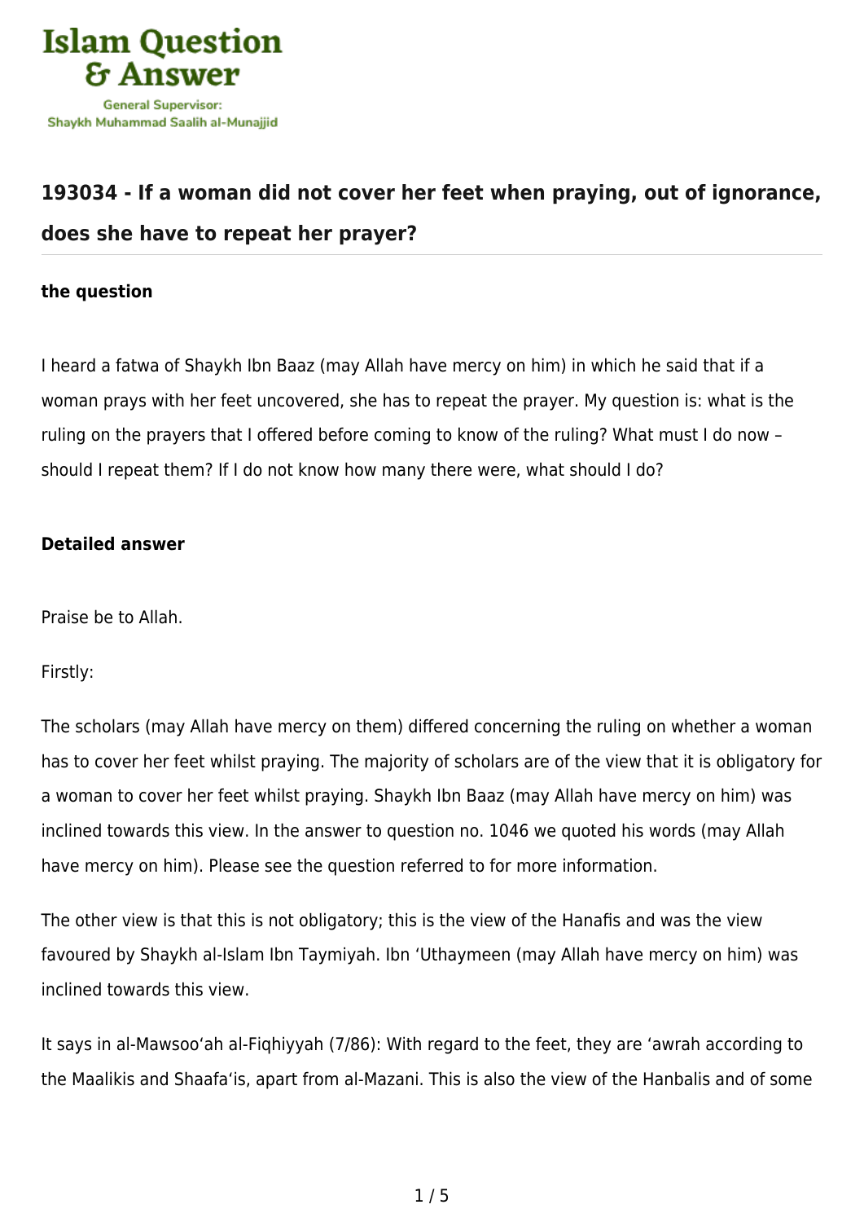Islam Question & Answer

General Supervisor:
Shaykh Muhammad Saalih al-Munajjid

## 193034 - If a woman did not cover her feet when praying, out of ignorance, does she have to repeat her prayer?

### the question

I heard a fatwa of Shaykh Ibn Baaz (may Allah have mercy on him) in which he said that if a woman prays with her feet uncovered, she has to repeat the prayer. My question is: what is the ruling on the prayers that I offered before coming to know of the ruling? What must I do now – should I repeat them? If I do not know how many there were, what should I do?

### Detailed answer

Praise be to Allah.

Firstly:

The scholars (may Allah have mercy on them) differed concerning the ruling on whether a woman has to cover her feet whilst praying. The majority of scholars are of the view that it is obligatory for a woman to cover her feet whilst praying. Shaykh Ibn Baaz (may Allah have mercy on him) was inclined towards this view. In the answer to question no. 1046 we quoted his words (may Allah have mercy on him). Please see the question referred to for more information.

The other view is that this is not obligatory; this is the view of the Hanafis and was the view favoured by Shaykh al-Islam Ibn Taymiyah. Ibn 'Uthaymeen (may Allah have mercy on him) was inclined towards this view.

It says in al-Mawsoo'ah al-Fiqhiyyah (7/86): With regard to the feet, they are 'awrah according to the Maalikis and Shaafa'is, apart from al-Mazani. This is also the view of the Hanbalis and of some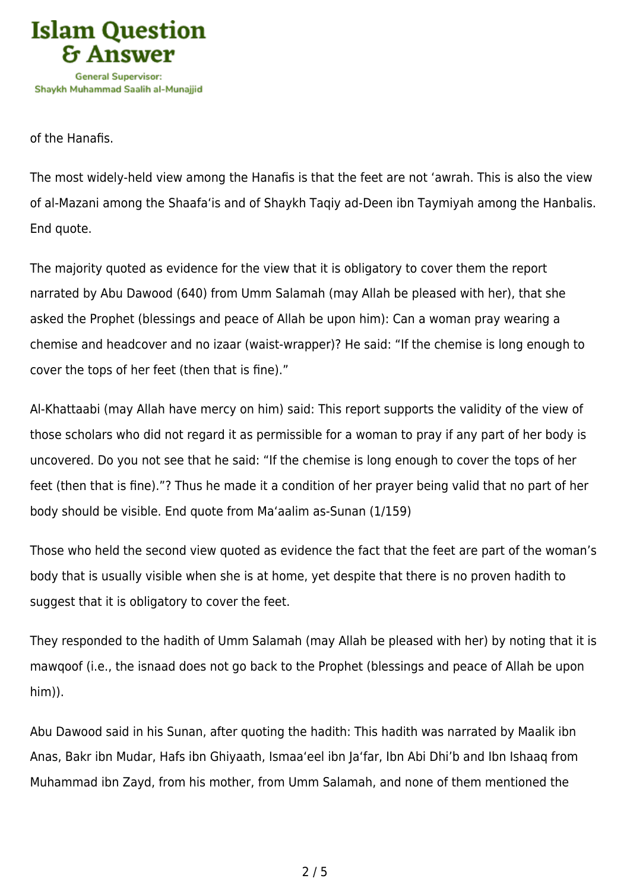of the Hanafis.

The most widely-held view among the Hanafis is that the feet are not ‘awrah. This is also the view of al-Mazani among the Shaafa‘is and of Shaykh Taqiy ad-Deen ibn Taymiyah among the Hanbalis. End quote.

The majority quoted as evidence for the view that it is obligatory to cover them the report narrated by Abu Dawood (640) from Umm Salamah (may Allah be pleased with her), that she asked the Prophet (blessings and peace of Allah be upon him): Can a woman pray wearing a chemise and headcover and no izaar (waist-wrapper)? He said: “If the chemise is long enough to cover the tops of her feet (then that is fine).”

Al-Khattaabi (may Allah have mercy on him) said: This report supports the validity of the view of those scholars who did not regard it as permissible for a woman to pray if any part of her body is uncovered. Do you not see that he said: “If the chemise is long enough to cover the tops of her feet (then that is fine).”? Thus he made it a condition of her prayer being valid that no part of her body should be visible. End quote from Ma‘aalim as-Sunan (1/159)

Those who held the second view quoted as evidence the fact that the feet are part of the woman’s body that is usually visible when she is at home, yet despite that there is no proven hadith to suggest that it is obligatory to cover the feet.

They responded to the hadith of Umm Salamah (may Allah be pleased with her) by noting that it is mawqoof (i.e., the isnaad does not go back to the Prophet (blessings and peace of Allah be upon him)).

Abu Dawood said in his Sunan, after quoting the hadith: This hadith was narrated by Maalik ibn Anas, Bakr ibn Mudar, Hafs ibn Ghiyaath, Ismaa‘eel ibn Ja‘far, Ibn Abi Dhi’b and Ibn Ishaaq from Muhammad ibn Zayd, from his mother, from Umm Salamah, and none of them mentioned the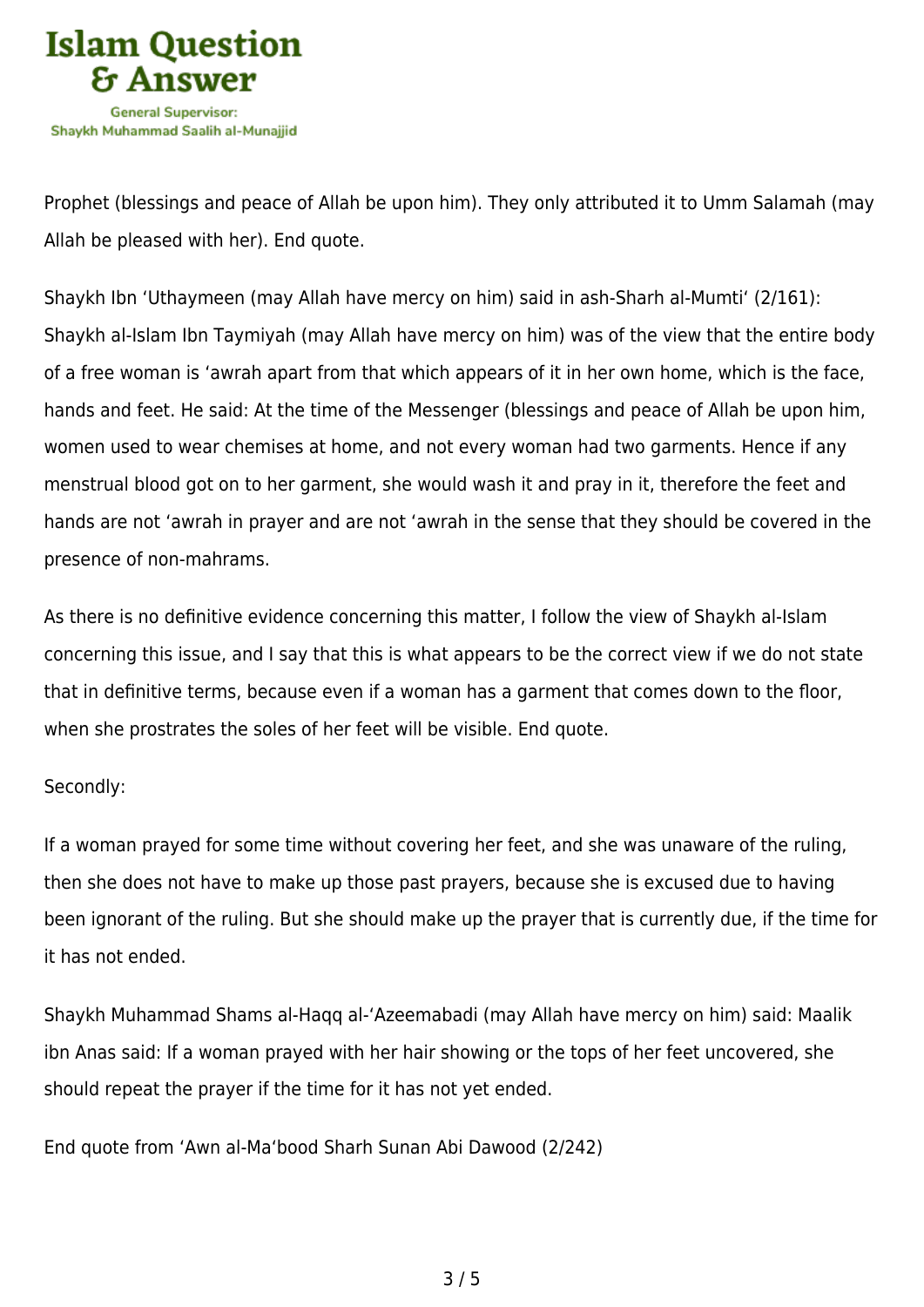Prophet (blessings and peace of Allah be upon him). They only attributed it to Umm Salamah (may Allah be pleased with her). End quote.

Shaykh Ibn ‘Uthaymeen (may Allah have mercy on him) said in ash-Sharh al-Mumti‘ (2/161): Shaykh al-Islam Ibn Taymiyah (may Allah have mercy on him) was of the view that the entire body of a free woman is ‘awrah apart from that which appears of it in her own home, which is the face, hands and feet. He said: At the time of the Messenger (blessings and peace of Allah be upon him, women used to wear chemises at home, and not every woman had two garments. Hence if any menstrual blood got on to her garment, she would wash it and pray in it, therefore the feet and hands are not ‘awrah in prayer and are not ‘awrah in the sense that they should be covered in the presence of non-mahrams.

As there is no definitive evidence concerning this matter, I follow the view of Shaykh al-Islam concerning this issue, and I say that this is what appears to be the correct view if we do not state that in definitive terms, because even if a woman has a garment that comes down to the floor, when she prostrates the soles of her feet will be visible. End quote.

Secondly:

If a woman prayed for some time without covering her feet, and she was unaware of the ruling, then she does not have to make up those past prayers, because she is excused due to having been ignorant of the ruling. But she should make up the prayer that is currently due, if the time for it has not ended.

Shaykh Muhammad Shams al-Haqq al-‘Azeemabadi (may Allah have mercy on him) said: Maalik ibn Anas said: If a woman prayed with her hair showing or the tops of her feet uncovered, she should repeat the prayer if the time for it has not yet ended.

End quote from ‘Awn al-Ma‘bood Sharh Sunan Abi Dawood (2/242)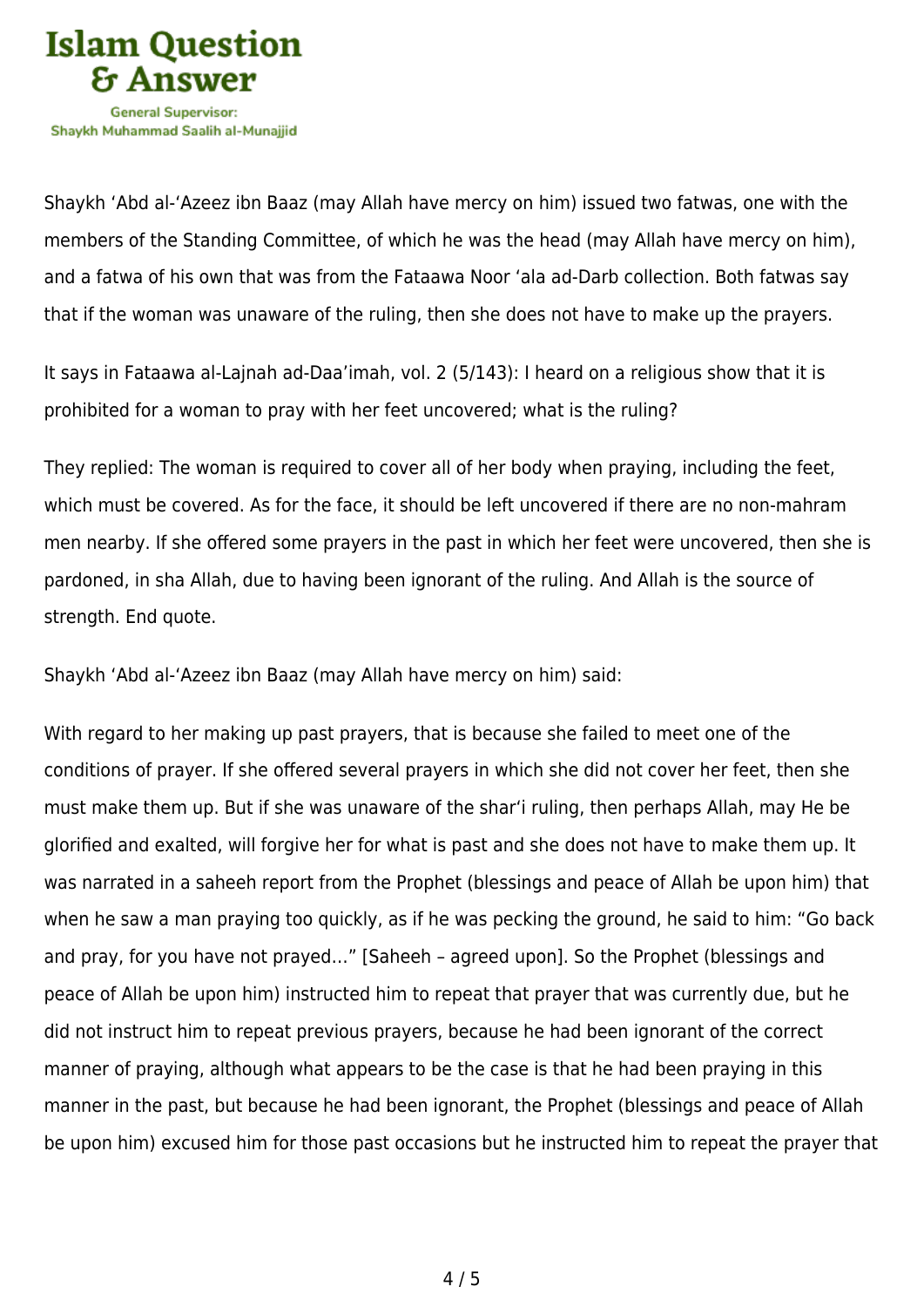Shaykh ‘Abd al-‘Azeez ibn Baaz (may Allah have mercy on him) issued two fatwas, one with the members of the Standing Committee, of which he was the head (may Allah have mercy on him), and a fatwa of his own that was from the Fataawa Noor ‘ala ad-Darb collection. Both fatwas say that if the woman was unaware of the ruling, then she does not have to make up the prayers.

It says in Fataawa al-Lajnah ad-Daa’imah, vol. 2 (5/143): I heard on a religious show that it is prohibited for a woman to pray with her feet uncovered; what is the ruling?

They replied: The woman is required to cover all of her body when praying, including the feet, which must be covered. As for the face, it should be left uncovered if there are no non-mahram men nearby. If she offered some prayers in the past in which her feet were uncovered, then she is pardoned, in sha Allah, due to having been ignorant of the ruling. And Allah is the source of strength. End quote.

Shaykh ‘Abd al-‘Azeez ibn Baaz (may Allah have mercy on him) said:

With regard to her making up past prayers, that is because she failed to meet one of the conditions of prayer. If she offered several prayers in which she did not cover her feet, then she must make them up. But if she was unaware of the shar‘i ruling, then perhaps Allah, may He be glorified and exalted, will forgive her for what is past and she does not have to make them up. It was narrated in a saheeh report from the Prophet (blessings and peace of Allah be upon him) that when he saw a man praying too quickly, as if he was pecking the ground, he said to him: “Go back and pray, for you have not prayed…” [Saheeh – agreed upon]. So the Prophet (blessings and peace of Allah be upon him) instructed him to repeat that prayer that was currently due, but he did not instruct him to repeat previous prayers, because he had been ignorant of the correct manner of praying, although what appears to be the case is that he had been praying in this manner in the past, but because he had been ignorant, the Prophet (blessings and peace of Allah be upon him) excused him for those past occasions but he instructed him to repeat the prayer that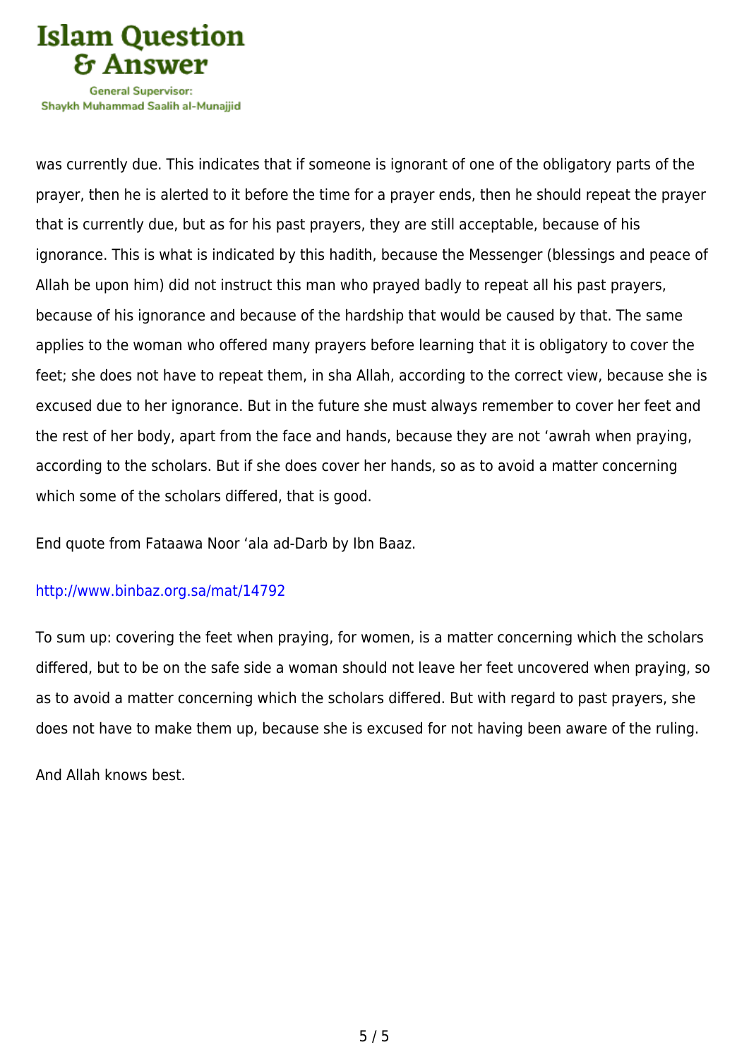was currently due. This indicates that if someone is ignorant of one of the obligatory parts of the prayer, then he is alerted to it before the time for a prayer ends, then he should repeat the prayer that is currently due, but as for his past prayers, they are still acceptable, because of his ignorance. This is what is indicated by this hadith, because the Messenger (blessings and peace of Allah be upon him) did not instruct this man who prayed badly to repeat all his past prayers, because of his ignorance and because of the hardship that would be caused by that. The same applies to the woman who offered many prayers before learning that it is obligatory to cover the feet; she does not have to repeat them, in sha Allah, according to the correct view, because she is excused due to her ignorance. But in the future she must always remember to cover her feet and the rest of her body, apart from the face and hands, because they are not 'awrah when praying, according to the scholars. But if she does cover her hands, so as to avoid a matter concerning which some of the scholars differed, that is good.

End quote from Fataawa Noor 'ala ad-Darb by Ibn Baaz.

http://www.binbaz.org.sa/mat/14792

To sum up: covering the feet when praying, for women, is a matter concerning which the scholars differed, but to be on the safe side a woman should not leave her feet uncovered when praying, so as to avoid a matter concerning which the scholars differed. But with regard to past prayers, she does not have to make them up, because she is excused for not having been aware of the ruling.

And Allah knows best.